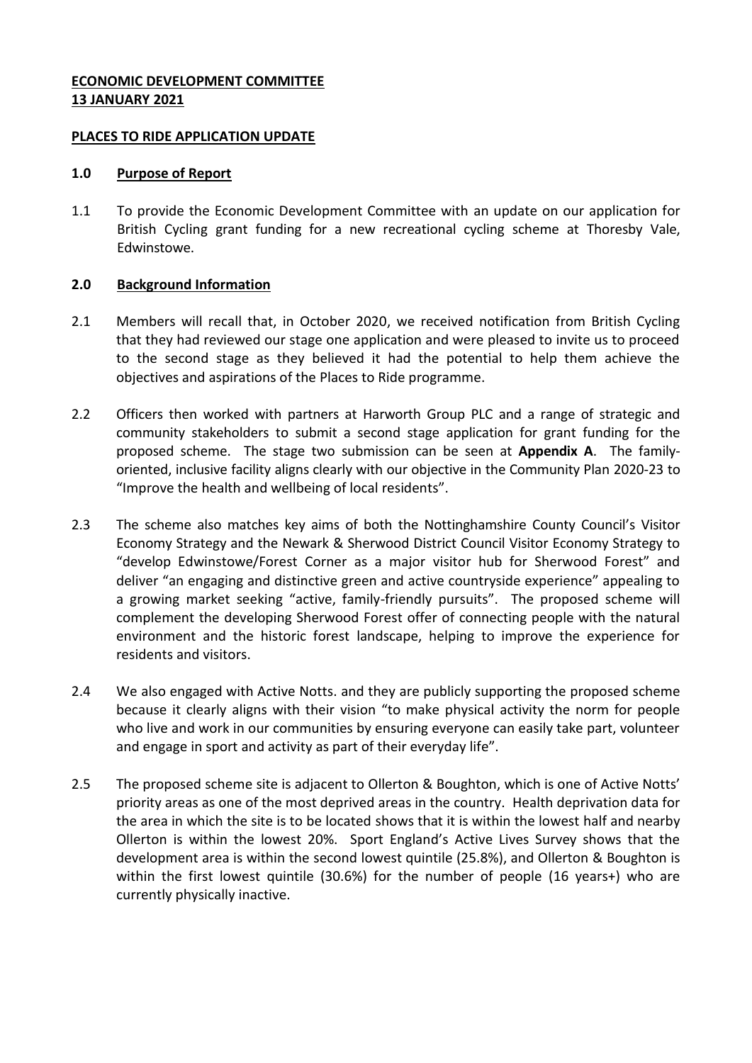**ECONOMIC DEVELOPMENT COMMITTEE**
**13 JANUARY 2021**

**PLACES TO RIDE APPLICATION UPDATE**

## 1.0 Purpose of Report

1.1 To provide the Economic Development Committee with an update on our application for British Cycling grant funding for a new recreational cycling scheme at Thoresby Vale, Edwinstowe.

## 2.0 Background Information

2.1 Members will recall that, in October 2020, we received notification from British Cycling that they had reviewed our stage one application and were pleased to invite us to proceed to the second stage as they believed it had the potential to help them achieve the objectives and aspirations of the Places to Ride programme.

2.2 Officers then worked with partners at Harworth Group PLC and a range of strategic and community stakeholders to submit a second stage application for grant funding for the proposed scheme. The stage two submission can be seen at **Appendix A**. The family-oriented, inclusive facility aligns clearly with our objective in the Community Plan 2020-23 to "Improve the health and wellbeing of local residents".

2.3 The scheme also matches key aims of both the Nottinghamshire County Council's Visitor Economy Strategy and the Newark & Sherwood District Council Visitor Economy Strategy to "develop Edwinstowe/Forest Corner as a major visitor hub for Sherwood Forest" and deliver "an engaging and distinctive green and active countryside experience" appealing to a growing market seeking "active, family-friendly pursuits". The proposed scheme will complement the developing Sherwood Forest offer of connecting people with the natural environment and the historic forest landscape, helping to improve the experience for residents and visitors.

2.4 We also engaged with Active Notts. and they are publicly supporting the proposed scheme because it clearly aligns with their vision "to make physical activity the norm for people who live and work in our communities by ensuring everyone can easily take part, volunteer and engage in sport and activity as part of their everyday life".

2.5 The proposed scheme site is adjacent to Ollerton & Boughton, which is one of Active Notts' priority areas as one of the most deprived areas in the country. Health deprivation data for the area in which the site is to be located shows that it is within the lowest half and nearby Ollerton is within the lowest 20%. Sport England's Active Lives Survey shows that the development area is within the second lowest quintile (25.8%), and Ollerton & Boughton is within the first lowest quintile (30.6%) for the number of people (16 years+) who are currently physically inactive.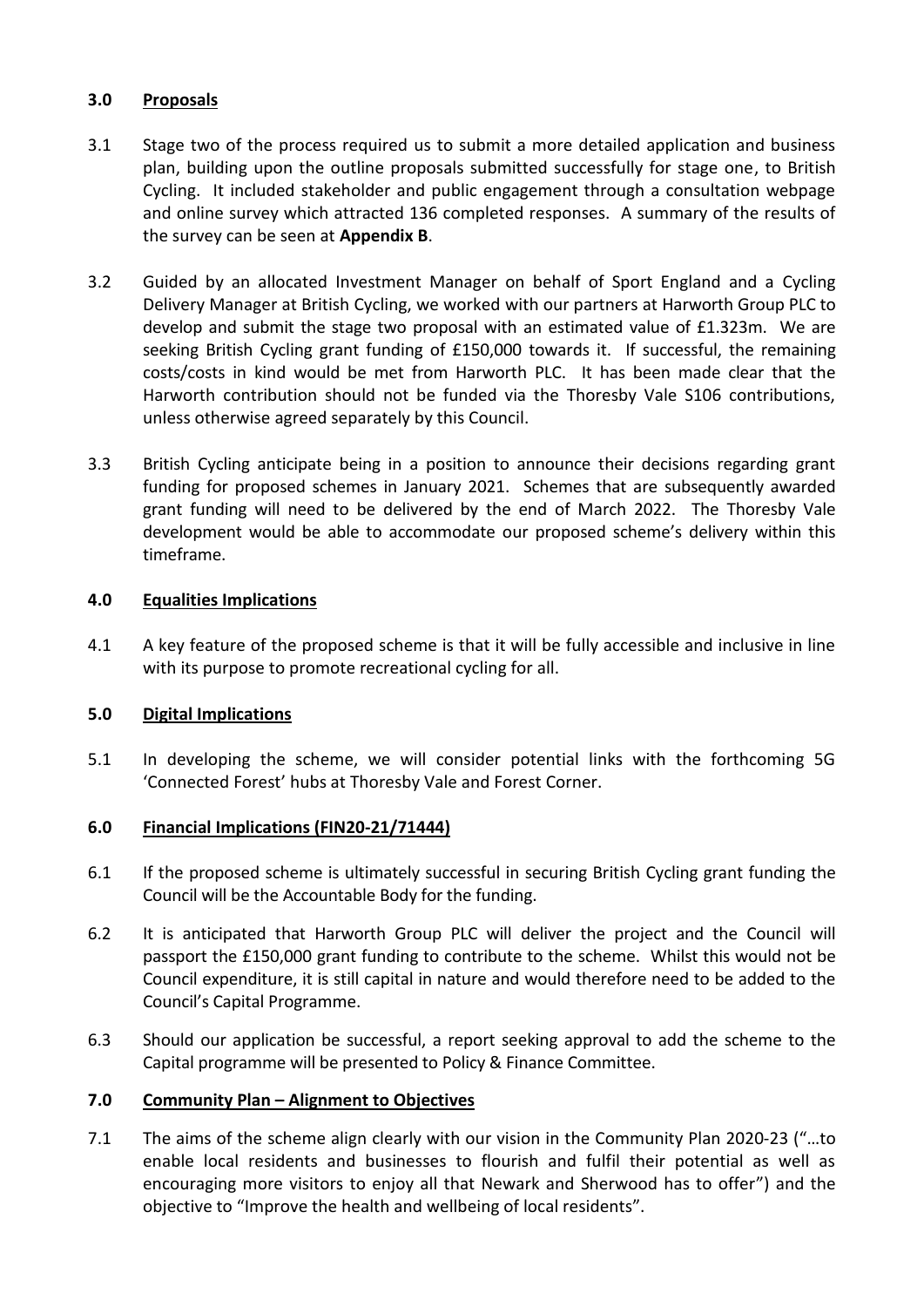## 3.0 **Proposals**

3.1 Stage two of the process required us to submit a more detailed application and business plan, building upon the outline proposals submitted successfully for stage one, to British Cycling. It included stakeholder and public engagement through a consultation webpage and online survey which attracted 136 completed responses. A summary of the results of the survey can be seen at **Appendix B**.

3.2 Guided by an allocated Investment Manager on behalf of Sport England and a Cycling Delivery Manager at British Cycling, we worked with our partners at Harworth Group PLC to develop and submit the stage two proposal with an estimated value of £1.323m. We are seeking British Cycling grant funding of £150,000 towards it. If successful, the remaining costs/costs in kind would be met from Harworth PLC. It has been made clear that the Harworth contribution should not be funded via the Thoresby Vale S106 contributions, unless otherwise agreed separately by this Council.

3.3 British Cycling anticipate being in a position to announce their decisions regarding grant funding for proposed schemes in January 2021. Schemes that are subsequently awarded grant funding will need to be delivered by the end of March 2022. The Thoresby Vale development would be able to accommodate our proposed scheme's delivery within this timeframe.

## 4.0 **Equalities Implications**

4.1 A key feature of the proposed scheme is that it will be fully accessible and inclusive in line with its purpose to promote recreational cycling for all.

## 5.0 **Digital Implications**

5.1 In developing the scheme, we will consider potential links with the forthcoming 5G 'Connected Forest' hubs at Thoresby Vale and Forest Corner.

## 6.0 **Financial Implications (FIN20-21/71444)**

6.1 If the proposed scheme is ultimately successful in securing British Cycling grant funding the Council will be the Accountable Body for the funding.

6.2 It is anticipated that Harworth Group PLC will deliver the project and the Council will passport the £150,000 grant funding to contribute to the scheme. Whilst this would not be Council expenditure, it is still capital in nature and would therefore need to be added to the Council's Capital Programme.

6.3 Should our application be successful, a report seeking approval to add the scheme to the Capital programme will be presented to Policy & Finance Committee.

## 7.0 **Community Plan – Alignment to Objectives**

7.1 The aims of the scheme align clearly with our vision in the Community Plan 2020-23 ("…to enable local residents and businesses to flourish and fulfil their potential as well as encouraging more visitors to enjoy all that Newark and Sherwood has to offer") and the objective to "Improve the health and wellbeing of local residents".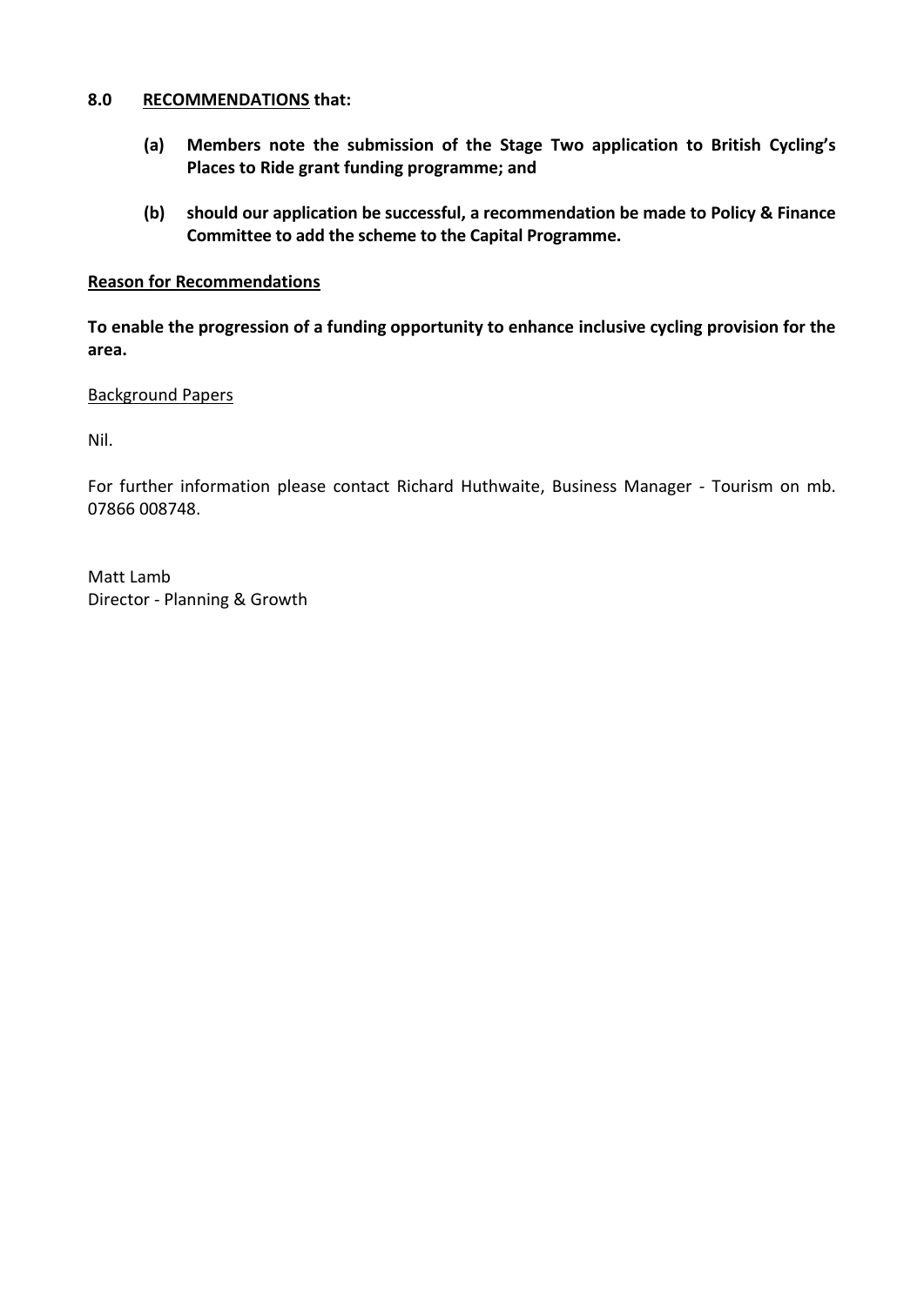**8.0 <u>RECOMMENDATIONS</u> that:**

**(a) Members note the submission of the Stage Two application to British Cycling's Places to Ride grant funding programme; and**

**(b) should our application be successful, a recommendation be made to Policy & Finance Committee to add the scheme to the Capital Programme.**

**<u>Reason for Recommendations</u>**

**To enable the progression of a funding opportunity to enhance inclusive cycling provision for the area.**

<u>Background Papers</u>

Nil.

For further information please contact Richard Huthwaite, Business Manager - Tourism on mb. 07866 008748.

Matt Lamb
Director - Planning & Growth